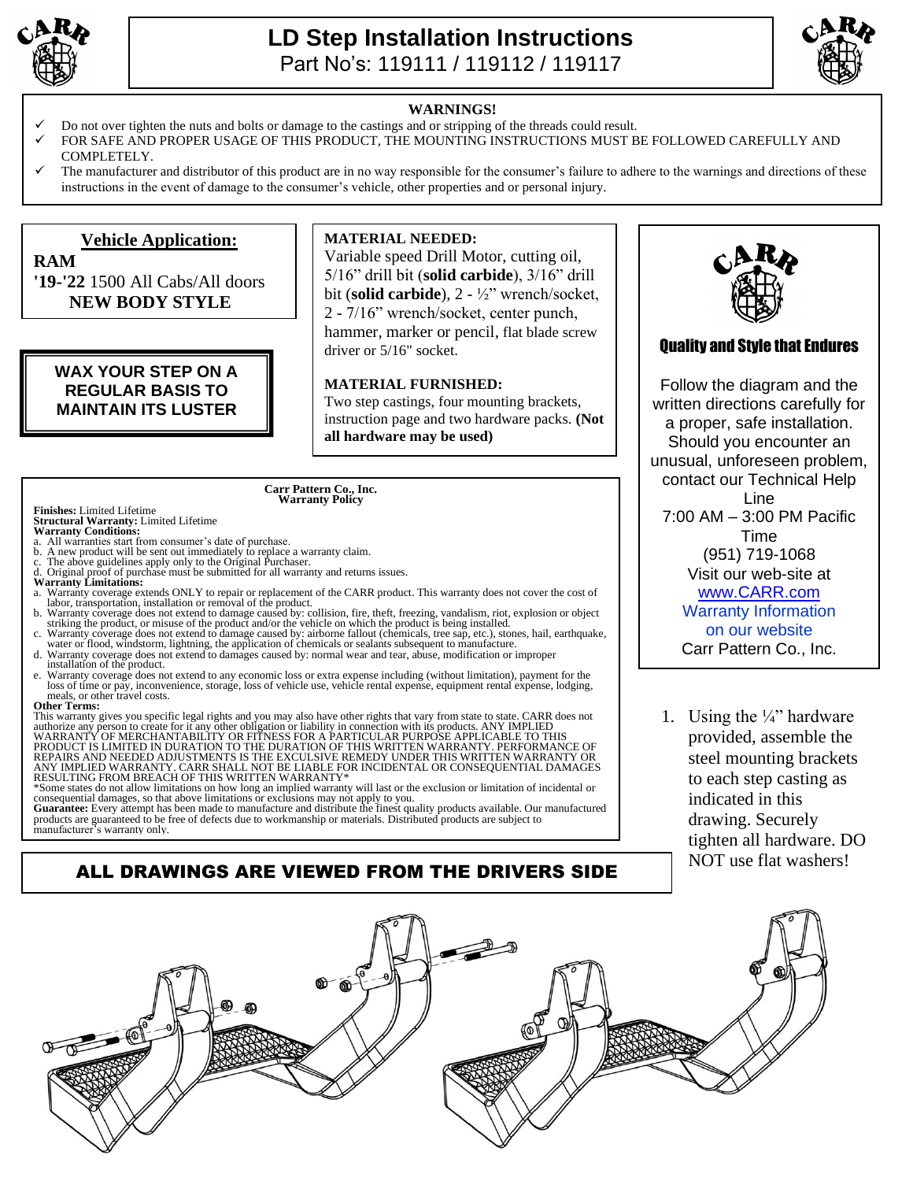# LD Step Installation Instructions

Part No's: 119111 / 119112 / 119117

**WARNINGS!**

- ✓ Do not over tighten the nuts and bolts or damage to the castings and or stripping of the threads could result.
- ✓ FOR SAFE AND PROPER USAGE OF THIS PRODUCT, THE MOUNTING INSTRUCTIONS MUST BE FOLLOWED CAREFULLY AND COMPLETELY.
- ✓ The manufacturer and distributor of this product are in no way responsible for the consumer's failure to adhere to the warnings and directions of these instructions in the event of damage to the consumer's vehicle, other properties and or personal injury.

**Vehicle Application:**

**RAM**

**'19-'22** 1500 All Cabs/All doors

**NEW BODY STYLE**

**WAX YOUR STEP ON A REGULAR BASIS TO MAINTAIN ITS LUSTER**

**MATERIAL NEEDED:**

Variable speed Drill Motor, cutting oil, 5/16" drill bit (**solid carbide**), 3/16" drill bit (**solid carbide**), 2 - ½" wrench/socket, 2 - 7/16" wrench/socket, center punch, hammer, marker or pencil, flat blade screw driver or 5/16" socket.

**MATERIAL FURNISHED:**

Two step castings, four mounting brackets, instruction page and two hardware packs. **(Not all hardware may be used)**

**Quality and Style that Endures**

Follow the diagram and the written directions carefully for a proper, safe installation. Should you encounter an unusual, unforeseen problem, contact our Technical Help Line
7:00 AM – 3:00 PM Pacific Time
(951) 719-1068
Visit our web-site at
www.CARR.com
Warranty Information on our website
Carr Pattern Co., Inc.

**Carr Pattern Co., Inc.**
**Warranty Policy**

**Finishes:** Limited Lifetime
**Structural Warranty:** Limited Lifetime
**Warranty Conditions:**

a. All warranties start from consumer's date of purchase.
b. A new product will be sent out immediately to replace a warranty claim.
c. The above guidelines apply only to the Original Purchaser.
d. Original proof of purchase must be submitted for all warranty and returns issues.

**Warranty Limitations:**

a. Warranty coverage extends ONLY to repair or replacement of the CARR product. This warranty does not cover the cost of labor, transportation, installation or removal of the product.
b. Warranty coverage does not extend to damage caused by: collision, fire, theft, freezing, vandalism, riot, explosion or object striking the product, or misuse of the product and/or the vehicle on which the product is being installed.
c. Warranty coverage does not extend to damage caused by: airborne fallout (chemicals, tree sap, etc.), stones, hail, earthquake, water or flood, windstorm, lightning, the application of chemicals or sealants subsequent to manufacture.
d. Warranty coverage does not extend to damages caused by: normal wear and tear, abuse, modification or improper installation of the product.
e. Warranty coverage does not extend to any economic loss or extra expense including (without limitation), payment for the loss of time or pay, inconvenience, storage, loss of vehicle use, vehicle rental expense, equipment rental expense, lodging, meals, or other travel costs.

**Other Terms:**

This warranty gives you specific legal rights and you may also have other rights that vary from state to state. CARR does not authorize any person to create for it any other obligation or liability in connection with its products. ANY IMPLIED WARRANTY OF MERCHANTABILITY OR FITNESS FOR A PARTICULAR PURPOSE APPLICABLE TO THIS PRODUCT IS LIMITED IN DURATION TO THE DURATION OF THIS WRITTEN WARRANTY. PERFORMANCE OF REPAIRS AND NEEDED ADJUSTMENTS IS THE EXCULSIVE REMEDY UNDER THIS WRITTEN WARRANTY OR ANY IMPLIED WARRANTY. CARR SHALL NOT BE LIABLE FOR INCIDENTAL OR CONSEQUENTIAL DAMAGES RESULTING FROM BREACH OF THIS WRITTEN WARRANTY*

*Some states do not allow limitations on how long an implied warranty will last or the exclusion or limitation of incidental or consequential damages, so that above limitations or exclusions may not apply to you.

**Guarantee:** Every attempt has been made to manufacture and distribute the finest quality products available. Our manufactured products are guaranteed to be free of defects due to workmanship or materials. Distributed products are subject to manufacturer's warranty only.

1. Using the ¼" hardware provided, assemble the steel mounting brackets to each step casting as indicated in this drawing. Securely tighten all hardware. DO NOT use flat washers!

**ALL DRAWINGS ARE VIEWED FROM THE DRIVERS SIDE**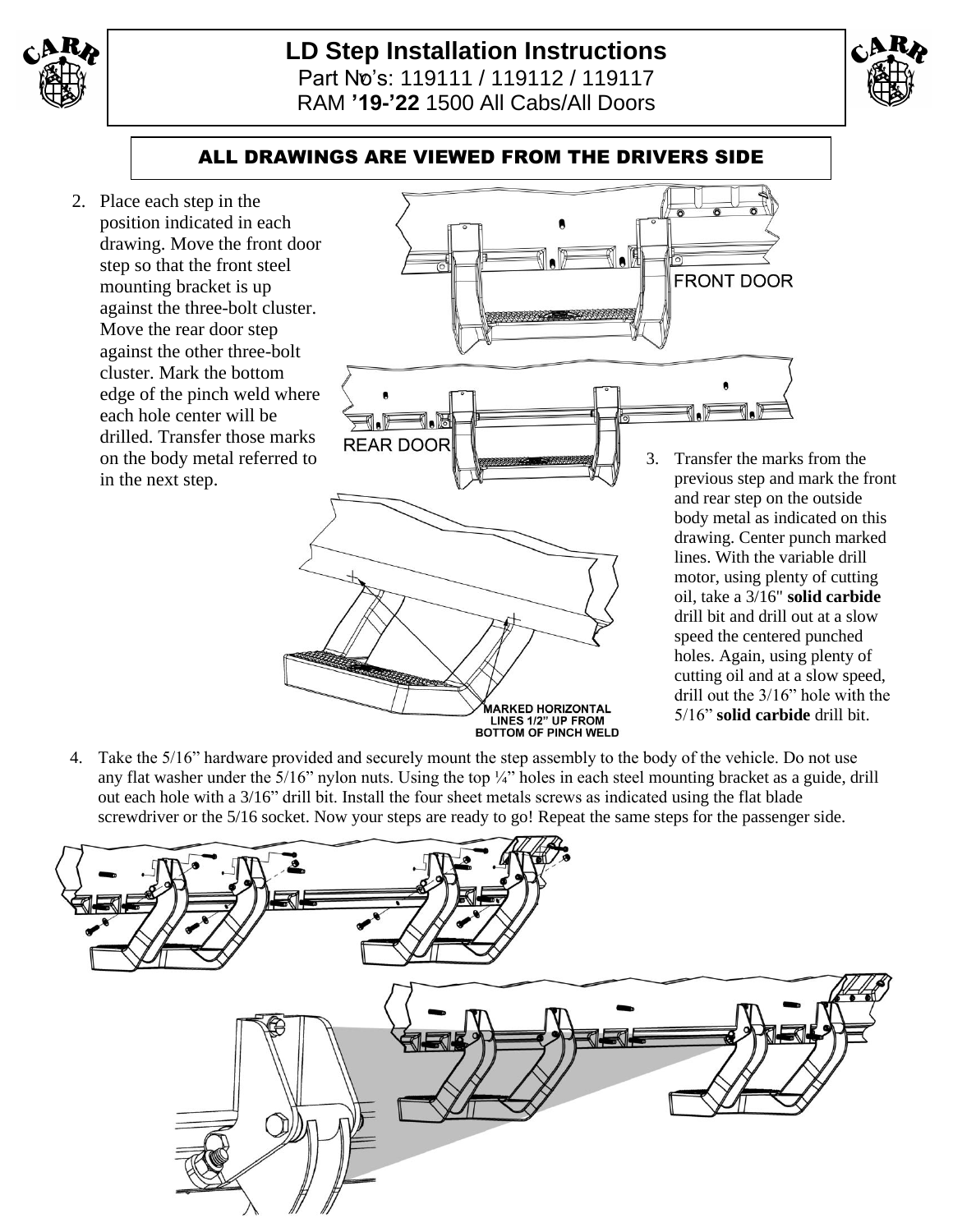# LD Step Installation Instructions

Part No's: 119111 / 119112 / 119117

RAM **'19-'22** 1500 All Cabs/All Doors

**ALL DRAWINGS ARE VIEWED FROM THE DRIVERS SIDE**

2. Place each step in the position indicated in each drawing. Move the front door step so that the front steel mounting bracket is up against the three-bolt cluster. Move the rear door step against the other three-bolt cluster. Mark the bottom edge of the pinch weld where each hole center will be drilled. Transfer those marks on the body metal referred to in the next step.

FRONT DOOR

REAR DOOR

3. Transfer the marks from the previous step and mark the front and rear step on the outside body metal as indicated on this drawing. Center punch marked lines. With the variable drill motor, using plenty of cutting oil, take a 3/16" **solid carbide** drill bit and drill out at a slow speed the centered punched holes. Again, using plenty of cutting oil and at a slow speed, drill out the 3/16" hole with the 5/16" **solid carbide** drill bit.

MARKED HORIZONTAL LINES 1/2" UP FROM BOTTOM OF PINCH WELD

4. Take the 5/16" hardware provided and securely mount the step assembly to the body of the vehicle. Do not use any flat washer under the 5/16" nylon nuts. Using the top ¼" holes in each steel mounting bracket as a guide, drill out each hole with a 3/16" drill bit. Install the four sheet metals screws as indicated using the flat blade screwdriver or the 5/16 socket. Now your steps are ready to go! Repeat the same steps for the passenger side.